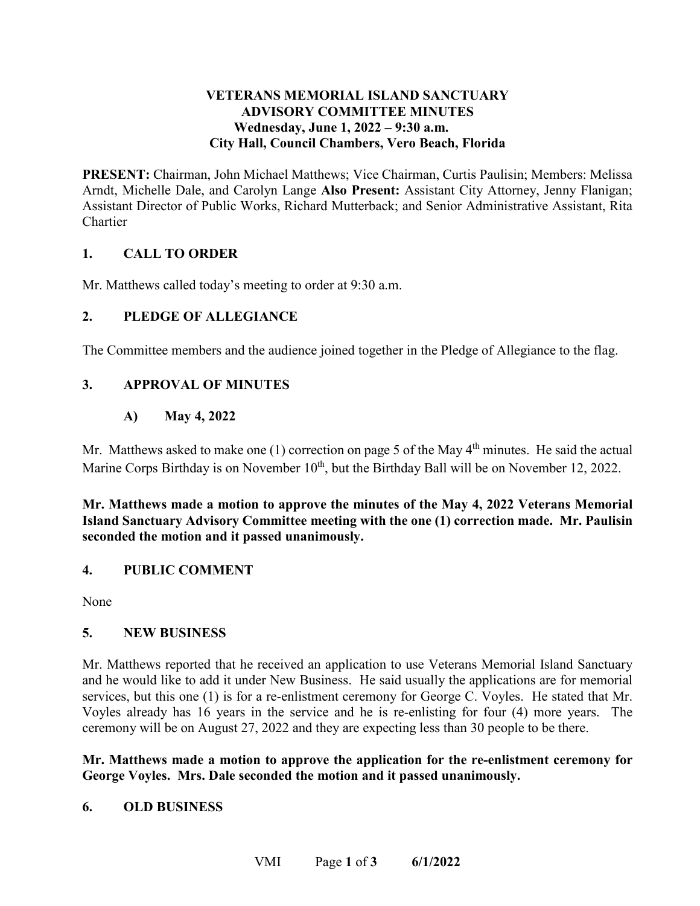# VETERANS MEMORIAL ISLAND SANCTUARY ADVISORY COMMITTEE MINUTES

**Wednesday, June 1, 2022 – 9:30 a.m.**
**City Hall, Council Chambers, Vero Beach, Florida**

**PRESENT:** Chairman, John Michael Matthews; Vice Chairman, Curtis Paulisin; Members: Melissa Arndt, Michelle Dale, and Carolyn Lange **Also Present:** Assistant City Attorney, Jenny Flanigan; Assistant Director of Public Works, Richard Mutterback; and Senior Administrative Assistant, Rita Chartier

## 1. CALL TO ORDER

Mr. Matthews called today's meeting to order at 9:30 a.m.

## 2. PLEDGE OF ALLEGIANCE

The Committee members and the audience joined together in the Pledge of Allegiance to the flag.

## 3. APPROVAL OF MINUTES

### A) May 4, 2022

Mr. Matthews asked to make one (1) correction on page 5 of the May 4th minutes. He said the actual Marine Corps Birthday is on November 10th, but the Birthday Ball will be on November 12, 2022.

**Mr. Matthews made a motion to approve the minutes of the May 4, 2022 Veterans Memorial Island Sanctuary Advisory Committee meeting with the one (1) correction made. Mr. Paulisin seconded the motion and it passed unanimously.**

## 4. PUBLIC COMMENT

None

## 5. NEW BUSINESS

Mr. Matthews reported that he received an application to use Veterans Memorial Island Sanctuary and he would like to add it under New Business. He said usually the applications are for memorial services, but this one (1) is for a re-enlistment ceremony for George C. Voyles. He stated that Mr. Voyles already has 16 years in the service and he is re-enlisting for four (4) more years. The ceremony will be on August 27, 2022 and they are expecting less than 30 people to be there.

**Mr. Matthews made a motion to approve the application for the re-enlistment ceremony for George Voyles. Mrs. Dale seconded the motion and it passed unanimously.**

## 6. OLD BUSINESS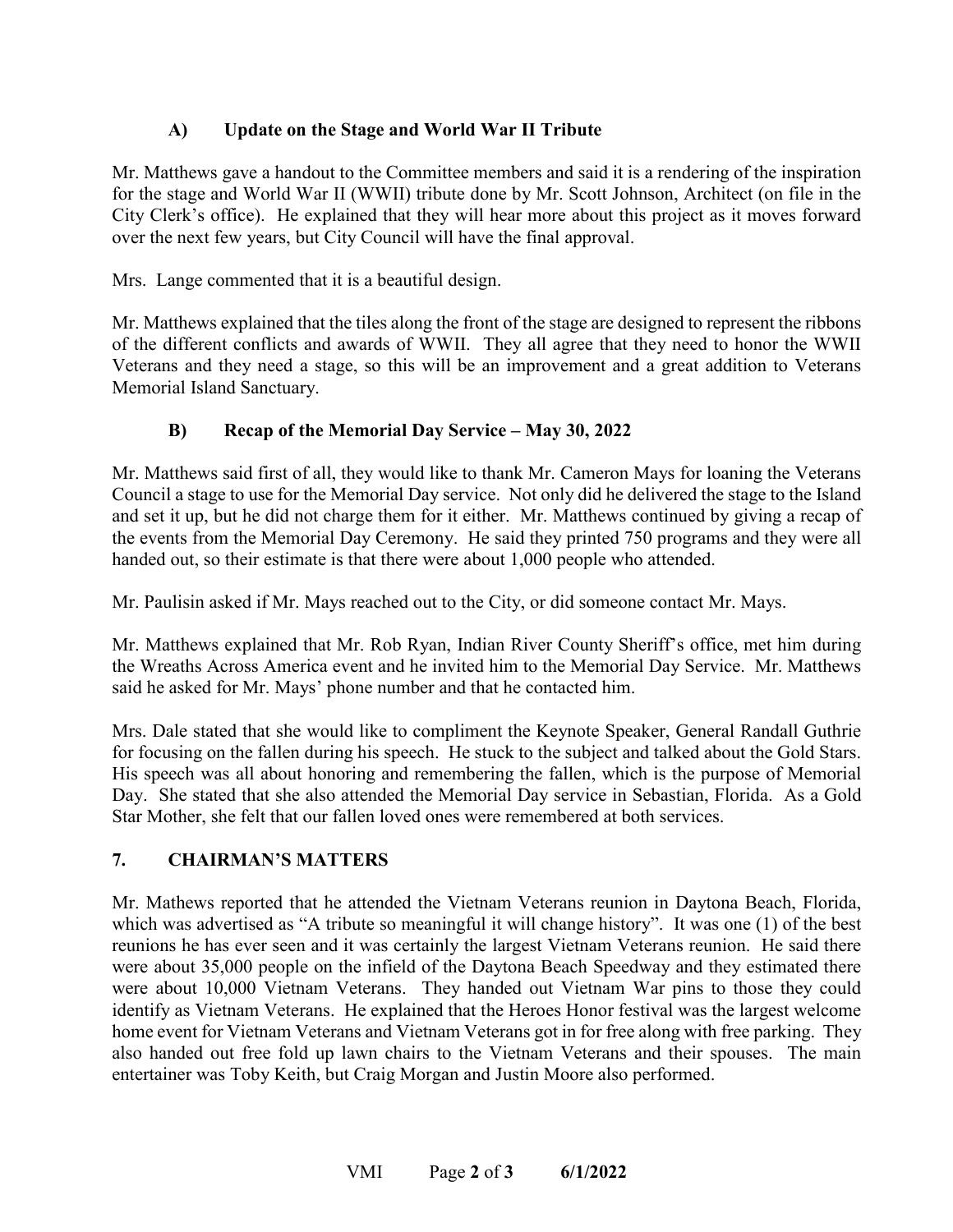### A) Update on the Stage and World War II Tribute

Mr. Matthews gave a handout to the Committee members and said it is a rendering of the inspiration for the stage and World War II (WWII) tribute done by Mr. Scott Johnson, Architect (on file in the City Clerk's office). He explained that they will hear more about this project as it moves forward over the next few years, but City Council will have the final approval.

Mrs. Lange commented that it is a beautiful design.

Mr. Matthews explained that the tiles along the front of the stage are designed to represent the ribbons of the different conflicts and awards of WWII. They all agree that they need to honor the WWII Veterans and they need a stage, so this will be an improvement and a great addition to Veterans Memorial Island Sanctuary.

### B) Recap of the Memorial Day Service – May 30, 2022

Mr. Matthews said first of all, they would like to thank Mr. Cameron Mays for loaning the Veterans Council a stage to use for the Memorial Day service. Not only did he delivered the stage to the Island and set it up, but he did not charge them for it either. Mr. Matthews continued by giving a recap of the events from the Memorial Day Ceremony. He said they printed 750 programs and they were all handed out, so their estimate is that there were about 1,000 people who attended.

Mr. Paulisin asked if Mr. Mays reached out to the City, or did someone contact Mr. Mays.

Mr. Matthews explained that Mr. Rob Ryan, Indian River County Sheriff's office, met him during the Wreaths Across America event and he invited him to the Memorial Day Service. Mr. Matthews said he asked for Mr. Mays' phone number and that he contacted him.

Mrs. Dale stated that she would like to compliment the Keynote Speaker, General Randall Guthrie for focusing on the fallen during his speech. He stuck to the subject and talked about the Gold Stars. His speech was all about honoring and remembering the fallen, which is the purpose of Memorial Day. She stated that she also attended the Memorial Day service in Sebastian, Florida. As a Gold Star Mother, she felt that our fallen loved ones were remembered at both services.

## 7. CHAIRMAN'S MATTERS

Mr. Mathews reported that he attended the Vietnam Veterans reunion in Daytona Beach, Florida, which was advertised as "A tribute so meaningful it will change history". It was one (1) of the best reunions he has ever seen and it was certainly the largest Vietnam Veterans reunion. He said there were about 35,000 people on the infield of the Daytona Beach Speedway and they estimated there were about 10,000 Vietnam Veterans. They handed out Vietnam War pins to those they could identify as Vietnam Veterans. He explained that the Heroes Honor festival was the largest welcome home event for Vietnam Veterans and Vietnam Veterans got in for free along with free parking. They also handed out free fold up lawn chairs to the Vietnam Veterans and their spouses. The main entertainer was Toby Keith, but Craig Morgan and Justin Moore also performed.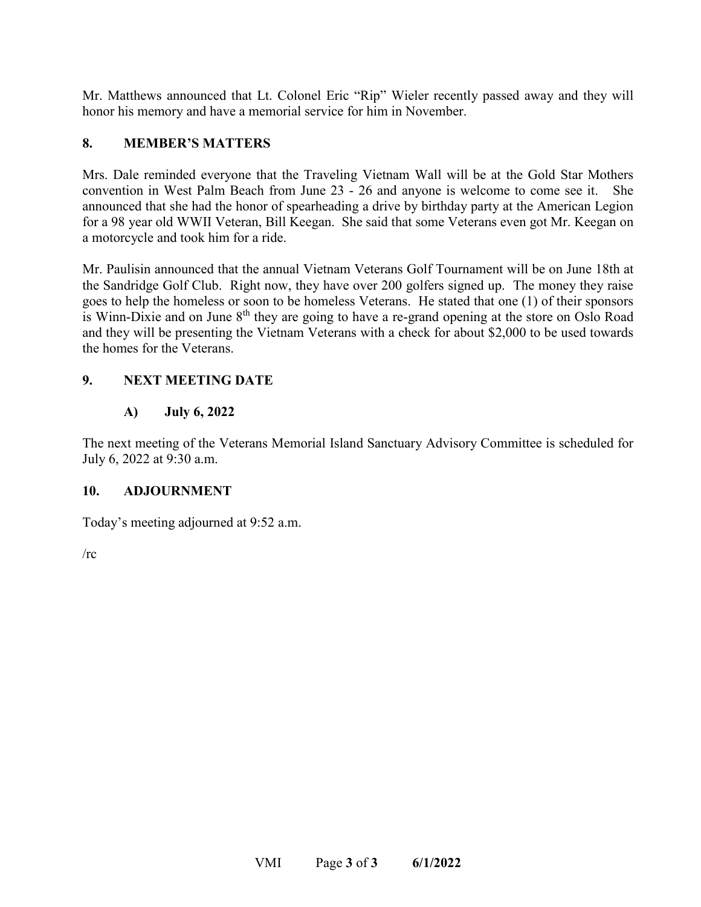Mr. Matthews announced that Lt. Colonel Eric "Rip" Wieler recently passed away and they will honor his memory and have a memorial service for him in November.

## 8. MEMBER'S MATTERS

Mrs. Dale reminded everyone that the Traveling Vietnam Wall will be at the Gold Star Mothers convention in West Palm Beach from June 23 - 26 and anyone is welcome to come see it. She announced that she had the honor of spearheading a drive by birthday party at the American Legion for a 98 year old WWII Veteran, Bill Keegan. She said that some Veterans even got Mr. Keegan on a motorcycle and took him for a ride.

Mr. Paulisin announced that the annual Vietnam Veterans Golf Tournament will be on June 18th at the Sandridge Golf Club. Right now, they have over 200 golfers signed up. The money they raise goes to help the homeless or soon to be homeless Veterans. He stated that one (1) of their sponsors is Winn-Dixie and on June 8th they are going to have a re-grand opening at the store on Oslo Road and they will be presenting the Vietnam Veterans with a check for about $2,000 to be used towards the homes for the Veterans.

## 9. NEXT MEETING DATE

### A) July 6, 2022

The next meeting of the Veterans Memorial Island Sanctuary Advisory Committee is scheduled for July 6, 2022 at 9:30 a.m.

## 10. ADJOURNMENT

Today's meeting adjourned at 9:52 a.m.

/rc